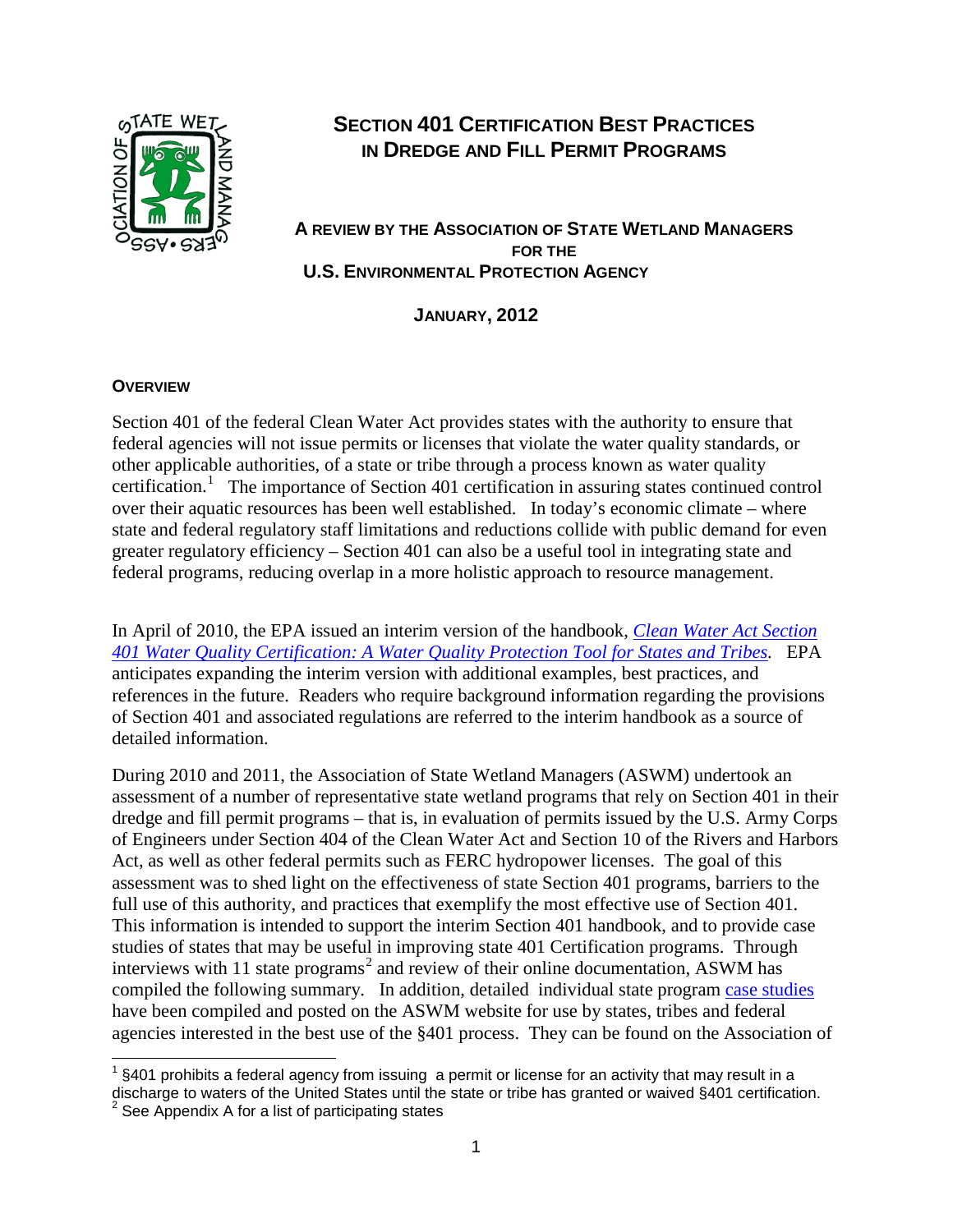# SECTION 401 CERTIFICATION BEST PRACTICES IN DREDGE AND FILL PERMIT PROGRAMS

**A REVIEW BY THE ASSOCIATION OF STATE WETLAND MANAGERS FOR THE U.S. ENVIRONMENTAL PROTECTION AGENCY**

**JANUARY, 2012**

## OVERVIEW

Section 401 of the federal Clean Water Act provides states with the authority to ensure that federal agencies will not issue permits or licenses that violate the water quality standards, or other applicable authorities, of a state or tribe through a process known as water quality certification.[1] The importance of Section 401 certification in assuring states continued control over their aquatic resources has been well established. In today's economic climate – where state and federal regulatory staff limitations and reductions collide with public demand for even greater regulatory efficiency – Section 401 can also be a useful tool in integrating state and federal programs, reducing overlap in a more holistic approach to resource management.

In April of 2010, the EPA issued an interim version of the handbook, *Clean Water Act Section 401 Water Quality Certification: A Water Quality Protection Tool for States and Tribes*. EPA anticipates expanding the interim version with additional examples, best practices, and references in the future. Readers who require background information regarding the provisions of Section 401 and associated regulations are referred to the interim handbook as a source of detailed information.

During 2010 and 2011, the Association of State Wetland Managers (ASWM) undertook an assessment of a number of representative state wetland programs that rely on Section 401 in their dredge and fill permit programs – that is, in evaluation of permits issued by the U.S. Army Corps of Engineers under Section 404 of the Clean Water Act and Section 10 of the Rivers and Harbors Act, as well as other federal permits such as FERC hydropower licenses. The goal of this assessment was to shed light on the effectiveness of state Section 401 programs, barriers to the full use of this authority, and practices that exemplify the most effective use of Section 401. This information is intended to support the interim Section 401 handbook, and to provide case studies of states that may be useful in improving state 401 Certification programs. Through interviews with 11 state programs[2] and review of their online documentation, ASWM has compiled the following summary. In addition, detailed individual state program case studies have been compiled and posted on the ASWM website for use by states, tribes and federal agencies interested in the best use of the §401 process. They can be found on the Association of

---

[1] §401 prohibits a federal agency from issuing a permit or license for an activity that may result in a discharge to waters of the United States until the state or tribe has granted or waived §401 certification.

[2] See Appendix A for a list of participating states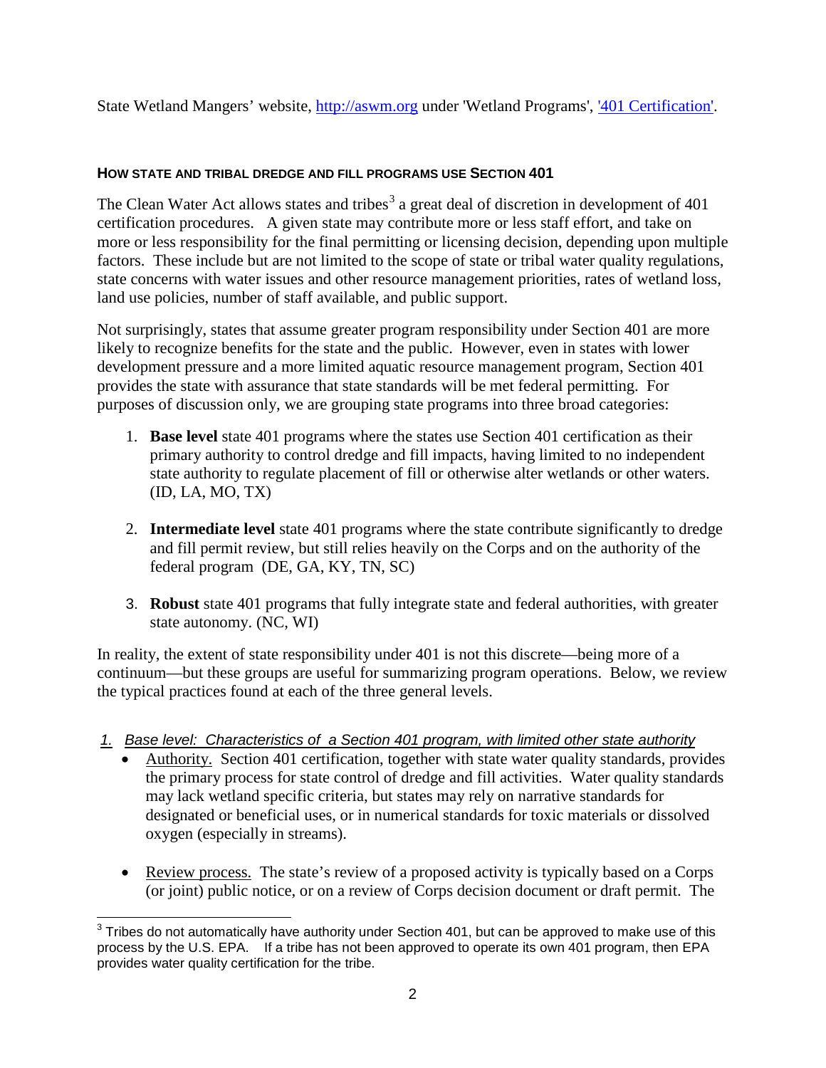State Wetland Mangers' website, [http://aswm.org](http://aswm.org) under 'Wetland Programs', ['401 Certification'](#).

#### HOW STATE AND TRIBAL DREDGE AND FILL PROGRAMS USE SECTION 401

The Clean Water Act allows states and tribes[3] a great deal of discretion in development of 401 certification procedures. A given state may contribute more or less staff effort, and take on more or less responsibility for the final permitting or licensing decision, depending upon multiple factors. These include but are not limited to the scope of state or tribal water quality regulations, state concerns with water issues and other resource management priorities, rates of wetland loss, land use policies, number of staff available, and public support.

Not surprisingly, states that assume greater program responsibility under Section 401 are more likely to recognize benefits for the state and the public. However, even in states with lower development pressure and a more limited aquatic resource management program, Section 401 provides the state with assurance that state standards will be met federal permitting. For purposes of discussion only, we are grouping state programs into three broad categories:

1. **Base level** state 401 programs where the states use Section 401 certification as their primary authority to control dredge and fill impacts, having limited to no independent state authority to regulate placement of fill or otherwise alter wetlands or other waters. (ID, LA, MO, TX)

2. **Intermediate level** state 401 programs where the state contribute significantly to dredge and fill permit review, but still relies heavily on the Corps and on the authority of the federal program (DE, GA, KY, TN, SC)

3. **Robust** state 401 programs that fully integrate state and federal authorities, with greater state autonomy. (NC, WI)

In reality, the extent of state responsibility under 401 is not this discrete—being more of a continuum—but these groups are useful for summarizing program operations. Below, we review the typical practices found at each of the three general levels.

*1. Base level: Characteristics of a Section 401 program, with limited other state authority*

- Authority. Section 401 certification, together with state water quality standards, provides the primary process for state control of dredge and fill activities. Water quality standards may lack wetland specific criteria, but states may rely on narrative standards for designated or beneficial uses, or in numerical standards for toxic materials or dissolved oxygen (especially in streams).

- Review process. The state's review of a proposed activity is typically based on a Corps (or joint) public notice, or on a review of Corps decision document or draft permit. The

[3] Tribes do not automatically have authority under Section 401, but can be approved to make use of this process by the U.S. EPA. If a tribe has not been approved to operate its own 401 program, then EPA provides water quality certification for the tribe.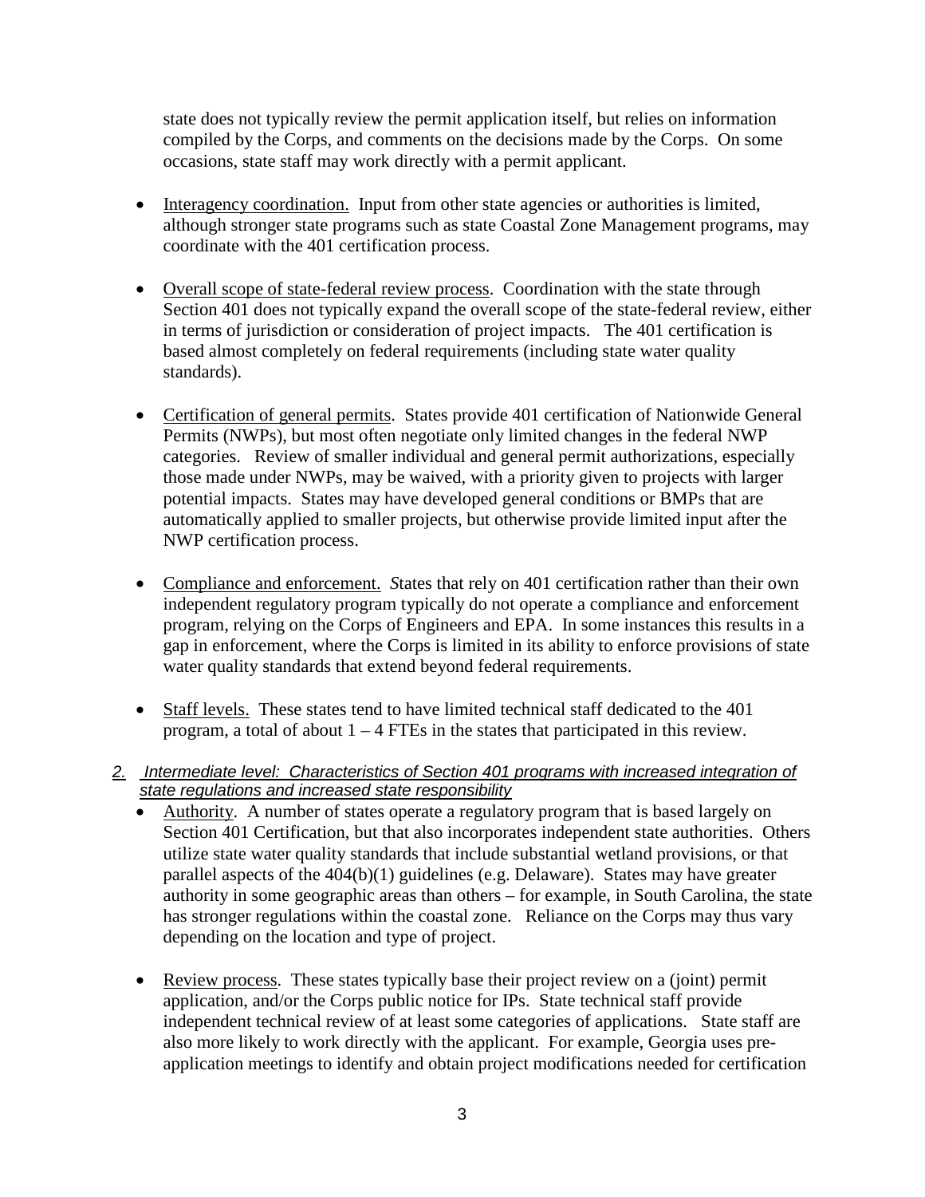state does not typically review the permit application itself, but relies on information compiled by the Corps, and comments on the decisions made by the Corps. On some occasions, state staff may work directly with a permit applicant.

- Interagency coordination. Input from other state agencies or authorities is limited, although stronger state programs such as state Coastal Zone Management programs, may coordinate with the 401 certification process.

- Overall scope of state-federal review process. Coordination with the state through Section 401 does not typically expand the overall scope of the state-federal review, either in terms of jurisdiction or consideration of project impacts. The 401 certification is based almost completely on federal requirements (including state water quality standards).

- Certification of general permits. States provide 401 certification of Nationwide General Permits (NWPs), but most often negotiate only limited changes in the federal NWP categories. Review of smaller individual and general permit authorizations, especially those made under NWPs, may be waived, with a priority given to projects with larger potential impacts. States may have developed general conditions or BMPs that are automatically applied to smaller projects, but otherwise provide limited input after the NWP certification process.

- Compliance and enforcement. *S*tates that rely on 401 certification rather than their own independent regulatory program typically do not operate a compliance and enforcement program, relying on the Corps of Engineers and EPA. In some instances this results in a gap in enforcement, where the Corps is limited in its ability to enforce provisions of state water quality standards that extend beyond federal requirements.

- Staff levels. These states tend to have limited technical staff dedicated to the 401 program, a total of about 1 – 4 FTEs in the states that participated in this review.

### *2. Intermediate level: Characteristics of Section 401 programs with increased integration of state regulations and increased state responsibility*

- Authority. A number of states operate a regulatory program that is based largely on Section 401 Certification, but that also incorporates independent state authorities. Others utilize state water quality standards that include substantial wetland provisions, or that parallel aspects of the 404(b)(1) guidelines (e.g. Delaware). States may have greater authority in some geographic areas than others – for example, in South Carolina, the state has stronger regulations within the coastal zone. Reliance on the Corps may thus vary depending on the location and type of project.

- Review process. These states typically base their project review on a (joint) permit application, and/or the Corps public notice for IPs. State technical staff provide independent technical review of at least some categories of applications. State staff are also more likely to work directly with the applicant. For example, Georgia uses pre-application meetings to identify and obtain project modifications needed for certification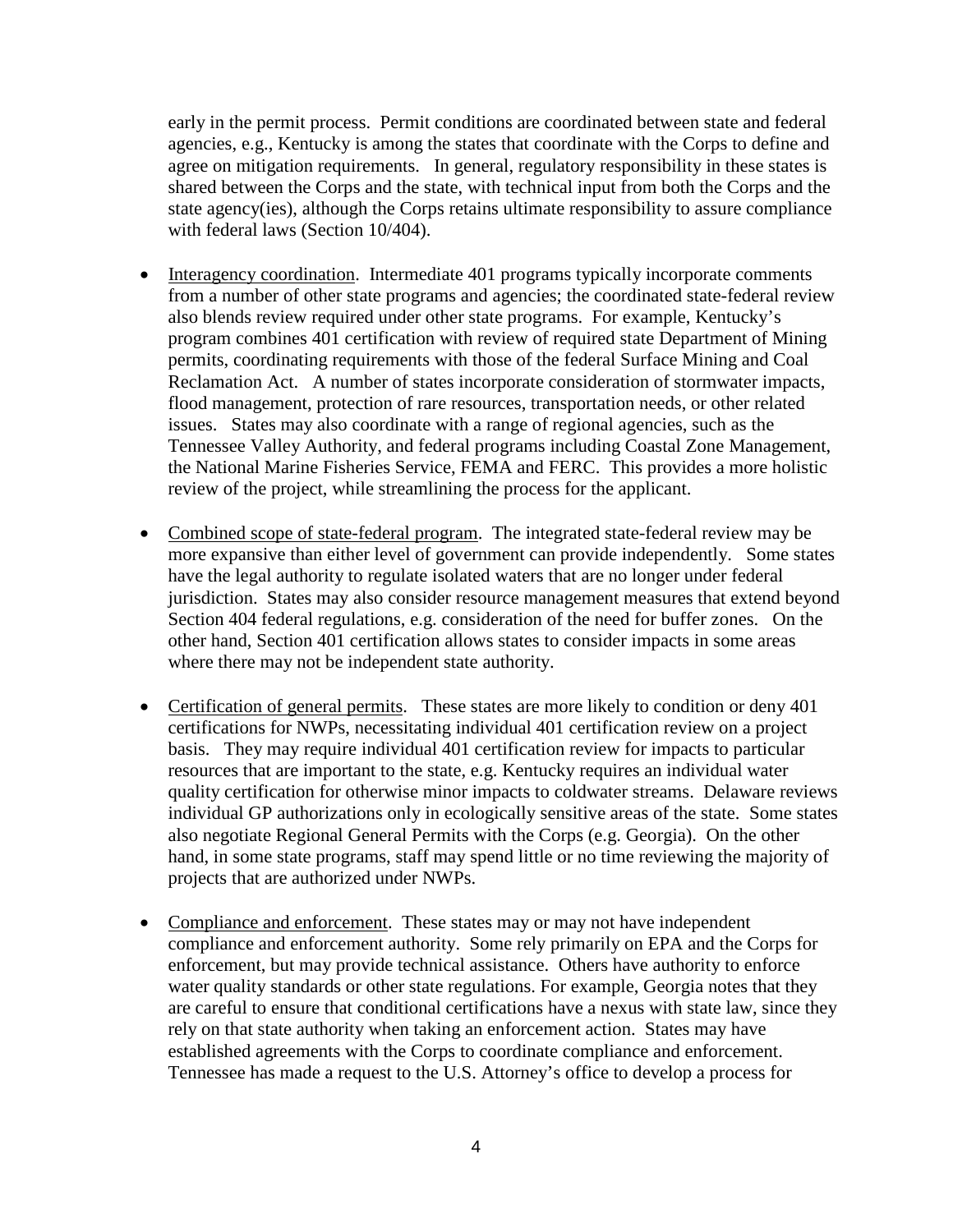early in the permit process. Permit conditions are coordinated between state and federal agencies, e.g., Kentucky is among the states that coordinate with the Corps to define and agree on mitigation requirements. In general, regulatory responsibility in these states is shared between the Corps and the state, with technical input from both the Corps and the state agency(ies), although the Corps retains ultimate responsibility to assure compliance with federal laws (Section 10/404).

- Interagency coordination. Intermediate 401 programs typically incorporate comments from a number of other state programs and agencies; the coordinated state-federal review also blends review required under other state programs. For example, Kentucky's program combines 401 certification with review of required state Department of Mining permits, coordinating requirements with those of the federal Surface Mining and Coal Reclamation Act. A number of states incorporate consideration of stormwater impacts, flood management, protection of rare resources, transportation needs, or other related issues. States may also coordinate with a range of regional agencies, such as the Tennessee Valley Authority, and federal programs including Coastal Zone Management, the National Marine Fisheries Service, FEMA and FERC. This provides a more holistic review of the project, while streamlining the process for the applicant.

- Combined scope of state-federal program. The integrated state-federal review may be more expansive than either level of government can provide independently. Some states have the legal authority to regulate isolated waters that are no longer under federal jurisdiction. States may also consider resource management measures that extend beyond Section 404 federal regulations, e.g. consideration of the need for buffer zones. On the other hand, Section 401 certification allows states to consider impacts in some areas where there may not be independent state authority.

- Certification of general permits. These states are more likely to condition or deny 401 certifications for NWPs, necessitating individual 401 certification review on a project basis. They may require individual 401 certification review for impacts to particular resources that are important to the state, e.g. Kentucky requires an individual water quality certification for otherwise minor impacts to coldwater streams. Delaware reviews individual GP authorizations only in ecologically sensitive areas of the state. Some states also negotiate Regional General Permits with the Corps (e.g. Georgia). On the other hand, in some state programs, staff may spend little or no time reviewing the majority of projects that are authorized under NWPs.

- Compliance and enforcement. These states may or may not have independent compliance and enforcement authority. Some rely primarily on EPA and the Corps for enforcement, but may provide technical assistance. Others have authority to enforce water quality standards or other state regulations. For example, Georgia notes that they are careful to ensure that conditional certifications have a nexus with state law, since they rely on that state authority when taking an enforcement action. States may have established agreements with the Corps to coordinate compliance and enforcement. Tennessee has made a request to the U.S. Attorney's office to develop a process for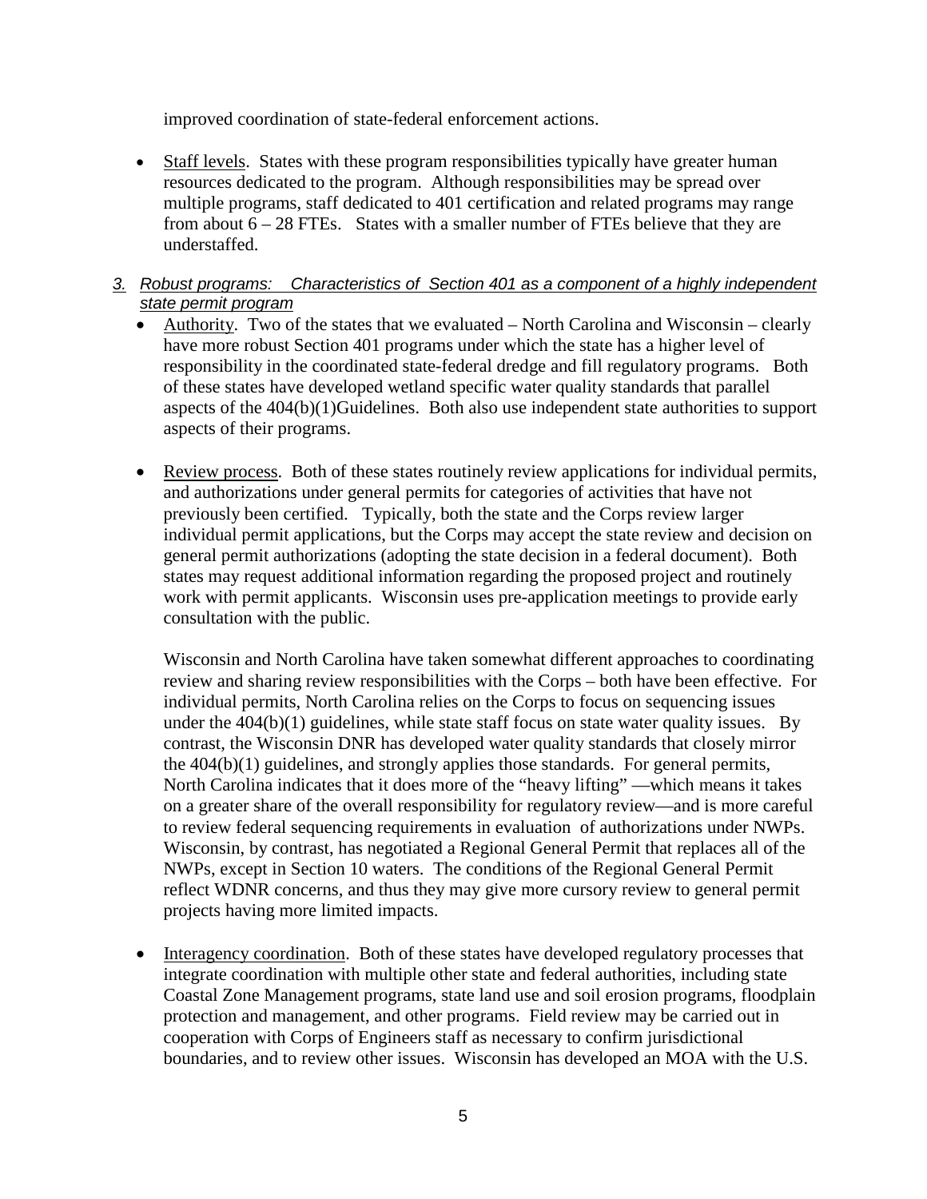improved coordination of state-federal enforcement actions.

- Staff levels. States with these program responsibilities typically have greater human resources dedicated to the program. Although responsibilities may be spread over multiple programs, staff dedicated to 401 certification and related programs may range from about 6 – 28 FTEs. States with a smaller number of FTEs believe that they are understaffed.

*3. Robust programs: Characteristics of Section 401 as a component of a highly independent state permit program*

- Authority. Two of the states that we evaluated – North Carolina and Wisconsin – clearly have more robust Section 401 programs under which the state has a higher level of responsibility in the coordinated state-federal dredge and fill regulatory programs. Both of these states have developed wetland specific water quality standards that parallel aspects of the 404(b)(1)Guidelines. Both also use independent state authorities to support aspects of their programs.

- Review process. Both of these states routinely review applications for individual permits, and authorizations under general permits for categories of activities that have not previously been certified. Typically, both the state and the Corps review larger individual permit applications, but the Corps may accept the state review and decision on general permit authorizations (adopting the state decision in a federal document). Both states may request additional information regarding the proposed project and routinely work with permit applicants. Wisconsin uses pre-application meetings to provide early consultation with the public.

  Wisconsin and North Carolina have taken somewhat different approaches to coordinating review and sharing review responsibilities with the Corps – both have been effective. For individual permits, North Carolina relies on the Corps to focus on sequencing issues under the 404(b)(1) guidelines, while state staff focus on state water quality issues. By contrast, the Wisconsin DNR has developed water quality standards that closely mirror the 404(b)(1) guidelines, and strongly applies those standards. For general permits, North Carolina indicates that it does more of the "heavy lifting" —which means it takes on a greater share of the overall responsibility for regulatory review—and is more careful to review federal sequencing requirements in evaluation of authorizations under NWPs. Wisconsin, by contrast, has negotiated a Regional General Permit that replaces all of the NWPs, except in Section 10 waters. The conditions of the Regional General Permit reflect WDNR concerns, and thus they may give more cursory review to general permit projects having more limited impacts.

- Interagency coordination. Both of these states have developed regulatory processes that integrate coordination with multiple other state and federal authorities, including state Coastal Zone Management programs, state land use and soil erosion programs, floodplain protection and management, and other programs. Field review may be carried out in cooperation with Corps of Engineers staff as necessary to confirm jurisdictional boundaries, and to review other issues. Wisconsin has developed an MOA with the U.S.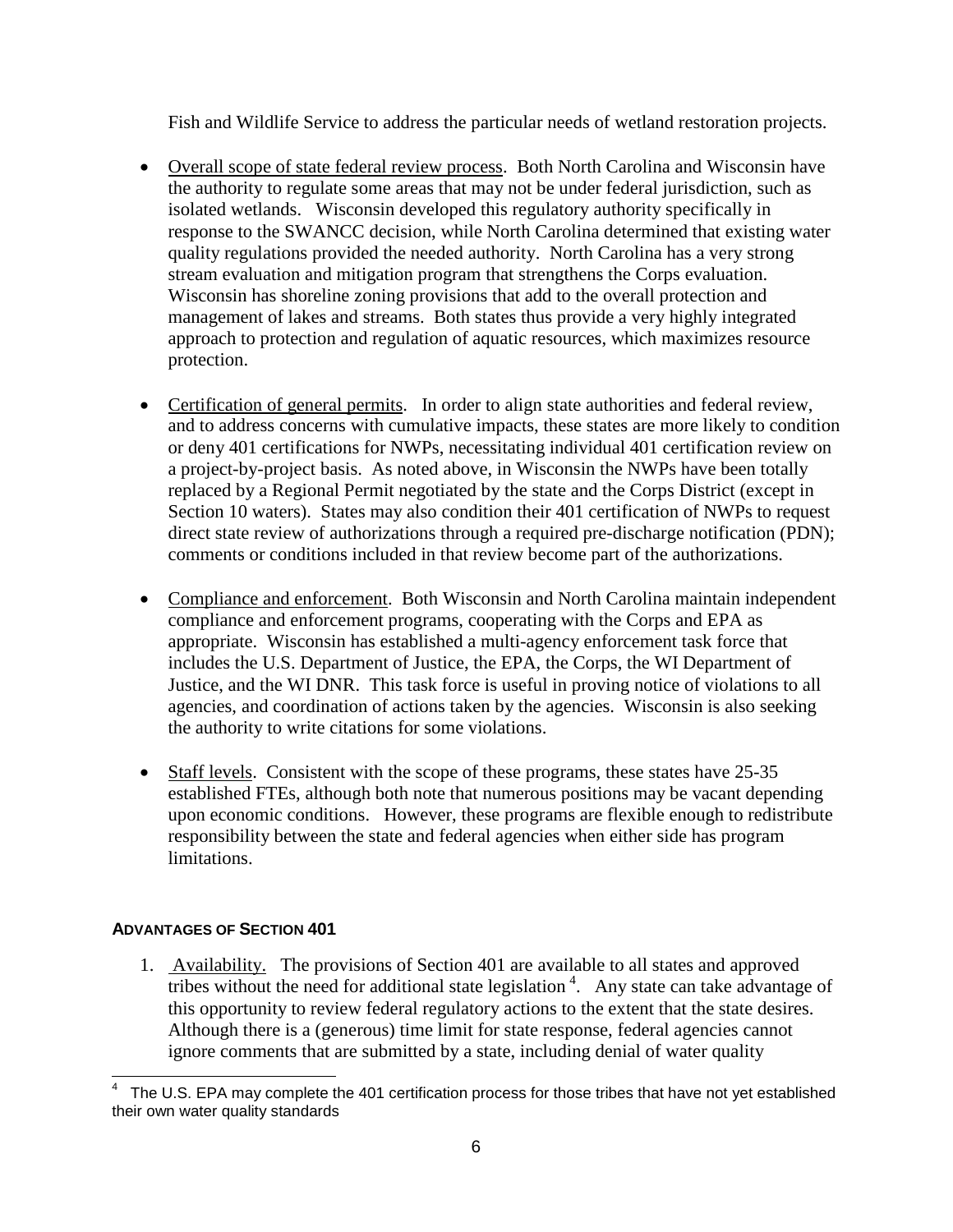Fish and Wildlife Service to address the particular needs of wetland restoration projects.

- Overall scope of state federal review process. Both North Carolina and Wisconsin have the authority to regulate some areas that may not be under federal jurisdiction, such as isolated wetlands. Wisconsin developed this regulatory authority specifically in response to the SWANCC decision, while North Carolina determined that existing water quality regulations provided the needed authority. North Carolina has a very strong stream evaluation and mitigation program that strengthens the Corps evaluation. Wisconsin has shoreline zoning provisions that add to the overall protection and management of lakes and streams. Both states thus provide a very highly integrated approach to protection and regulation of aquatic resources, which maximizes resource protection.

- Certification of general permits. In order to align state authorities and federal review, and to address concerns with cumulative impacts, these states are more likely to condition or deny 401 certifications for NWPs, necessitating individual 401 certification review on a project-by-project basis. As noted above, in Wisconsin the NWPs have been totally replaced by a Regional Permit negotiated by the state and the Corps District (except in Section 10 waters). States may also condition their 401 certification of NWPs to request direct state review of authorizations through a required pre-discharge notification (PDN); comments or conditions included in that review become part of the authorizations.

- Compliance and enforcement. Both Wisconsin and North Carolina maintain independent compliance and enforcement programs, cooperating with the Corps and EPA as appropriate. Wisconsin has established a multi-agency enforcement task force that includes the U.S. Department of Justice, the EPA, the Corps, the WI Department of Justice, and the WI DNR. This task force is useful in proving notice of violations to all agencies, and coordination of actions taken by the agencies. Wisconsin is also seeking the authority to write citations for some violations.

- Staff levels. Consistent with the scope of these programs, these states have 25-35 established FTEs, although both note that numerous positions may be vacant depending upon economic conditions. However, these programs are flexible enough to redistribute responsibility between the state and federal agencies when either side has program limitations.

#### ADVANTAGES OF SECTION 401

1. Availability. The provisions of Section 401 are available to all states and approved tribes without the need for additional state legislation [4]. Any state can take advantage of this opportunity to review federal regulatory actions to the extent that the state desires. Although there is a (generous) time limit for state response, federal agencies cannot ignore comments that are submitted by a state, including denial of water quality

[4] The U.S. EPA may complete the 401 certification process for those tribes that have not yet established their own water quality standards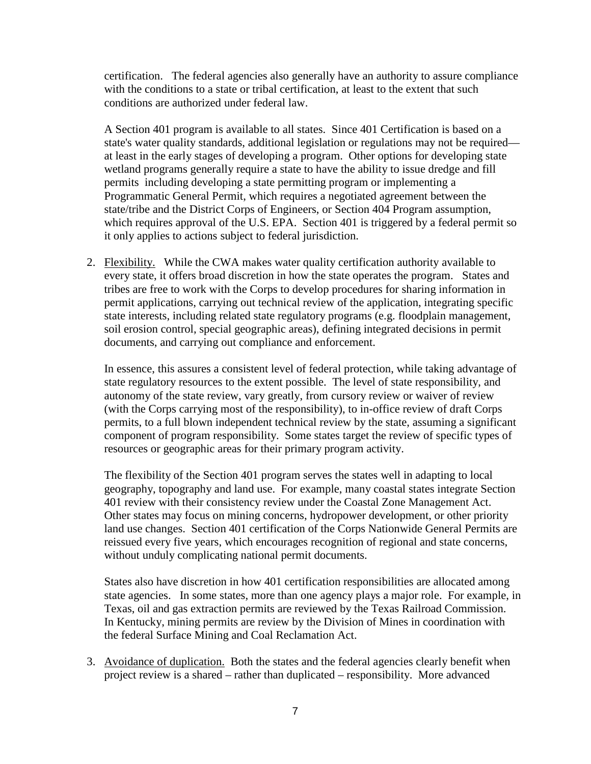certification. The federal agencies also generally have an authority to assure compliance with the conditions to a state or tribal certification, at least to the extent that such conditions are authorized under federal law.

A Section 401 program is available to all states. Since 401 Certification is based on a state's water quality standards, additional legislation or regulations may not be required—at least in the early stages of developing a program. Other options for developing state wetland programs generally require a state to have the ability to issue dredge and fill permits including developing a state permitting program or implementing a Programmatic General Permit, which requires a negotiated agreement between the state/tribe and the District Corps of Engineers, or Section 404 Program assumption, which requires approval of the U.S. EPA. Section 401 is triggered by a federal permit so it only applies to actions subject to federal jurisdiction.

2. Flexibility. While the CWA makes water quality certification authority available to every state, it offers broad discretion in how the state operates the program. States and tribes are free to work with the Corps to develop procedures for sharing information in permit applications, carrying out technical review of the application, integrating specific state interests, including related state regulatory programs (e.g. floodplain management, soil erosion control, special geographic areas), defining integrated decisions in permit documents, and carrying out compliance and enforcement.

   In essence, this assures a consistent level of federal protection, while taking advantage of state regulatory resources to the extent possible. The level of state responsibility, and autonomy of the state review, vary greatly, from cursory review or waiver of review (with the Corps carrying most of the responsibility), to in-office review of draft Corps permits, to a full blown independent technical review by the state, assuming a significant component of program responsibility. Some states target the review of specific types of resources or geographic areas for their primary program activity.

   The flexibility of the Section 401 program serves the states well in adapting to local geography, topography and land use. For example, many coastal states integrate Section 401 review with their consistency review under the Coastal Zone Management Act. Other states may focus on mining concerns, hydropower development, or other priority land use changes. Section 401 certification of the Corps Nationwide General Permits are reissued every five years, which encourages recognition of regional and state concerns, without unduly complicating national permit documents.

   States also have discretion in how 401 certification responsibilities are allocated among state agencies. In some states, more than one agency plays a major role. For example, in Texas, oil and gas extraction permits are reviewed by the Texas Railroad Commission. In Kentucky, mining permits are review by the Division of Mines in coordination with the federal Surface Mining and Coal Reclamation Act.

3. Avoidance of duplication. Both the states and the federal agencies clearly benefit when project review is a shared – rather than duplicated – responsibility. More advanced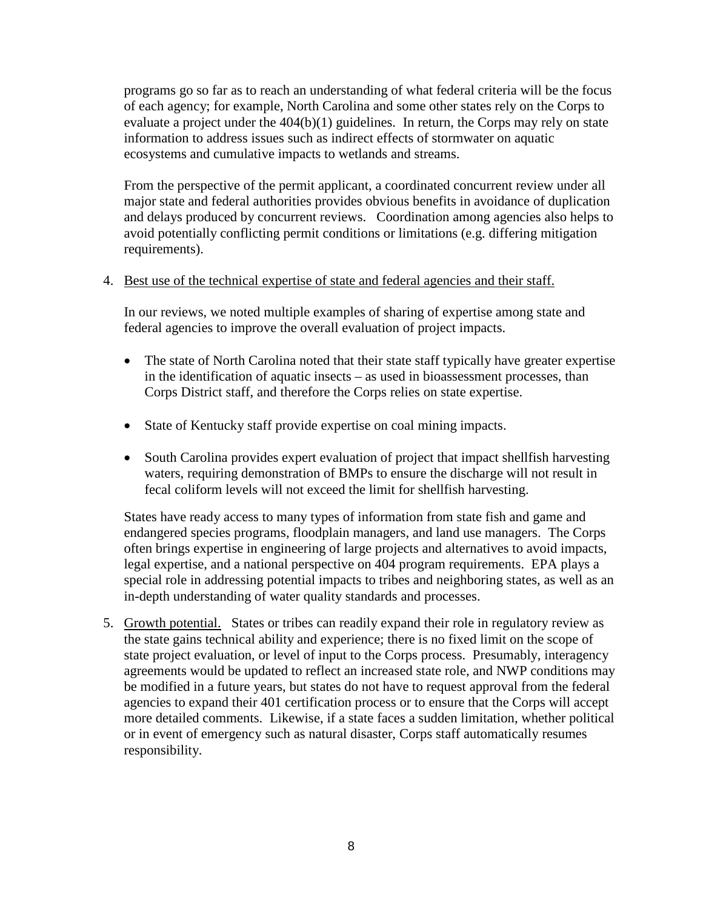programs go so far as to reach an understanding of what federal criteria will be the focus of each agency; for example, North Carolina and some other states rely on the Corps to evaluate a project under the 404(b)(1) guidelines. In return, the Corps may rely on state information to address issues such as indirect effects of stormwater on aquatic ecosystems and cumulative impacts to wetlands and streams.

From the perspective of the permit applicant, a coordinated concurrent review under all major state and federal authorities provides obvious benefits in avoidance of duplication and delays produced by concurrent reviews. Coordination among agencies also helps to avoid potentially conflicting permit conditions or limitations (e.g. differing mitigation requirements).

4. Best use of the technical expertise of state and federal agencies and their staff.

   In our reviews, we noted multiple examples of sharing of expertise among state and federal agencies to improve the overall evaluation of project impacts.

   - The state of North Carolina noted that their state staff typically have greater expertise in the identification of aquatic insects – as used in bioassessment processes, than Corps District staff, and therefore the Corps relies on state expertise.
   - State of Kentucky staff provide expertise on coal mining impacts.
   - South Carolina provides expert evaluation of project that impact shellfish harvesting waters, requiring demonstration of BMPs to ensure the discharge will not result in fecal coliform levels will not exceed the limit for shellfish harvesting.

   States have ready access to many types of information from state fish and game and endangered species programs, floodplain managers, and land use managers. The Corps often brings expertise in engineering of large projects and alternatives to avoid impacts, legal expertise, and a national perspective on 404 program requirements. EPA plays a special role in addressing potential impacts to tribes and neighboring states, as well as an in-depth understanding of water quality standards and processes.

5. Growth potential. States or tribes can readily expand their role in regulatory review as the state gains technical ability and experience; there is no fixed limit on the scope of state project evaluation, or level of input to the Corps process. Presumably, interagency agreements would be updated to reflect an increased state role, and NWP conditions may be modified in a future years, but states do not have to request approval from the federal agencies to expand their 401 certification process or to ensure that the Corps will accept more detailed comments. Likewise, if a state faces a sudden limitation, whether political or in event of emergency such as natural disaster, Corps staff automatically resumes responsibility.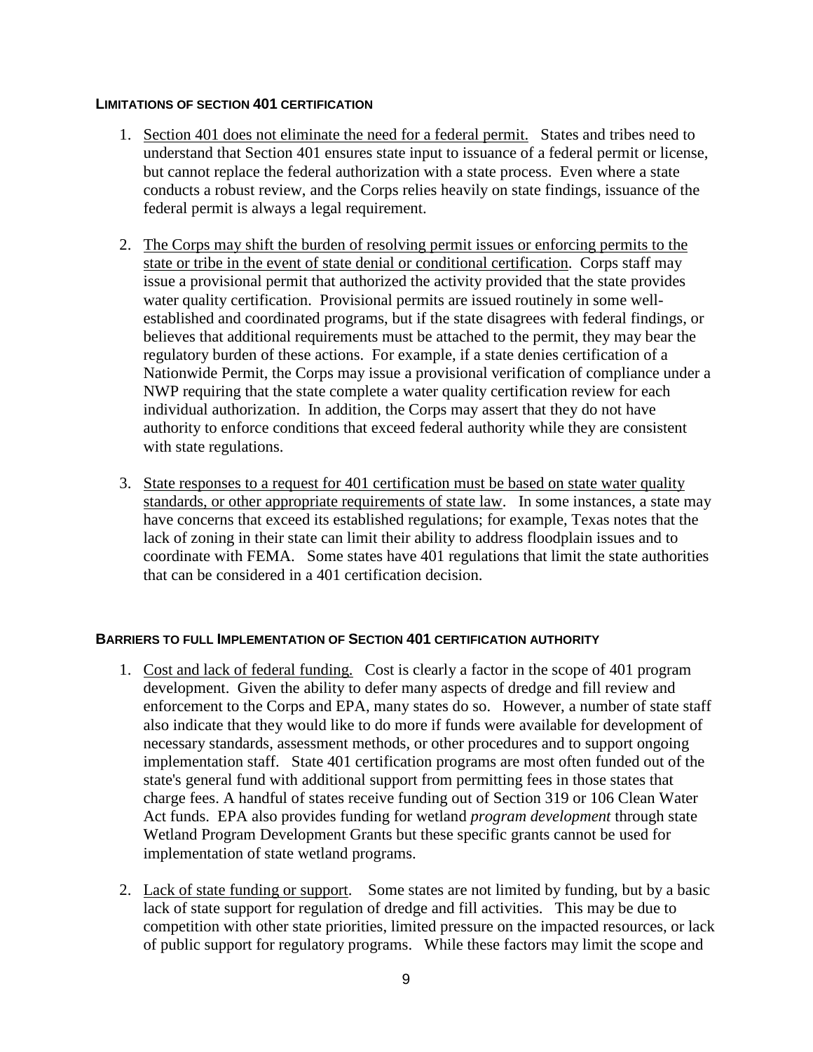### LIMITATIONS OF SECTION 401 CERTIFICATION

1. <u>Section 401 does not eliminate the need for a federal permit.</u> States and tribes need to understand that Section 401 ensures state input to issuance of a federal permit or license, but cannot replace the federal authorization with a state process. Even where a state conducts a robust review, and the Corps relies heavily on state findings, issuance of the federal permit is always a legal requirement.

2. <u>The Corps may shift the burden of resolving permit issues or enforcing permits to the state or tribe in the event of state denial or conditional certification</u>. Corps staff may issue a provisional permit that authorized the activity provided that the state provides water quality certification. Provisional permits are issued routinely in some well-established and coordinated programs, but if the state disagrees with federal findings, or believes that additional requirements must be attached to the permit, they may bear the regulatory burden of these actions. For example, if a state denies certification of a Nationwide Permit, the Corps may issue a provisional verification of compliance under a NWP requiring that the state complete a water quality certification review for each individual authorization. In addition, the Corps may assert that they do not have authority to enforce conditions that exceed federal authority while they are consistent with state regulations.

3. <u>State responses to a request for 401 certification must be based on state water quality standards, or other appropriate requirements of state law</u>. In some instances, a state may have concerns that exceed its established regulations; for example, Texas notes that the lack of zoning in their state can limit their ability to address floodplain issues and to coordinate with FEMA. Some states have 401 regulations that limit the state authorities that can be considered in a 401 certification decision.

### BARRIERS TO FULL IMPLEMENTATION OF SECTION 401 CERTIFICATION AUTHORITY

1. <u>Cost and lack of federal funding.</u> Cost is clearly a factor in the scope of 401 program development. Given the ability to defer many aspects of dredge and fill review and enforcement to the Corps and EPA, many states do so. However, a number of state staff also indicate that they would like to do more if funds were available for development of necessary standards, assessment methods, or other procedures and to support ongoing implementation staff. State 401 certification programs are most often funded out of the state's general fund with additional support from permitting fees in those states that charge fees. A handful of states receive funding out of Section 319 or 106 Clean Water Act funds. EPA also provides funding for wetland *program development* through state Wetland Program Development Grants but these specific grants cannot be used for implementation of state wetland programs.

2. <u>Lack of state funding or support</u>. Some states are not limited by funding, but by a basic lack of state support for regulation of dredge and fill activities. This may be due to competition with other state priorities, limited pressure on the impacted resources, or lack of public support for regulatory programs. While these factors may limit the scope and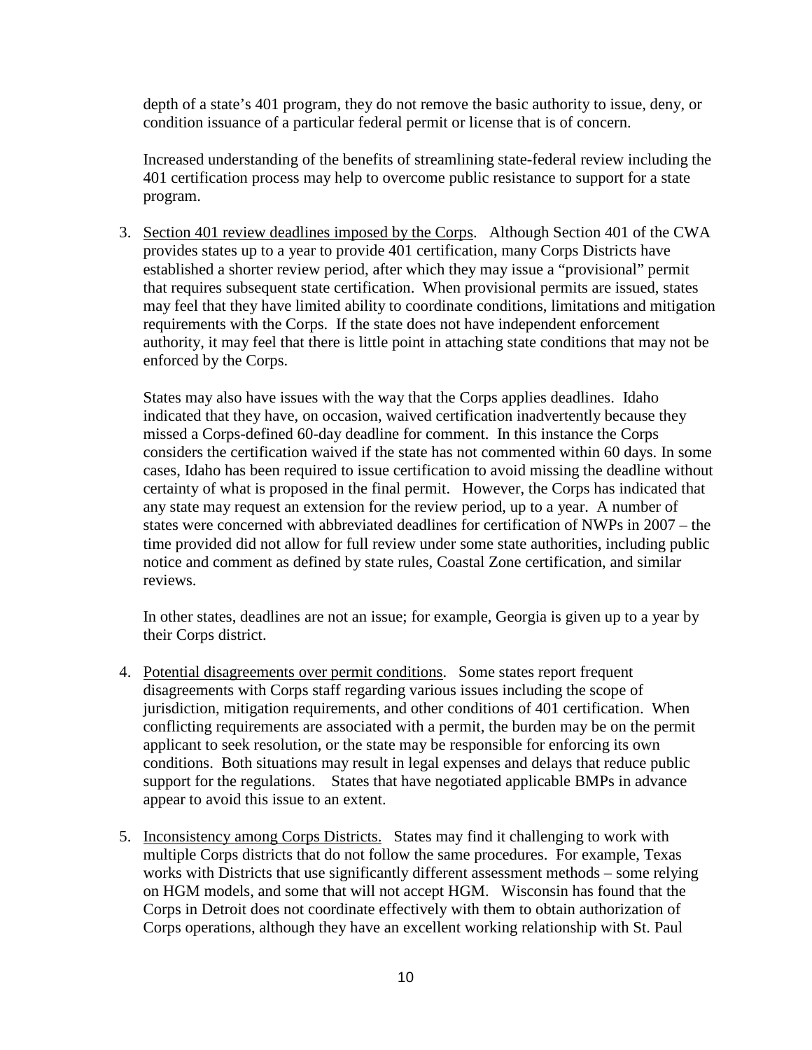depth of a state's 401 program, they do not remove the basic authority to issue, deny, or condition issuance of a particular federal permit or license that is of concern.

Increased understanding of the benefits of streamlining state-federal review including the 401 certification process may help to overcome public resistance to support for a state program.

3. Section 401 review deadlines imposed by the Corps. Although Section 401 of the CWA provides states up to a year to provide 401 certification, many Corps Districts have established a shorter review period, after which they may issue a "provisional" permit that requires subsequent state certification. When provisional permits are issued, states may feel that they have limited ability to coordinate conditions, limitations and mitigation requirements with the Corps. If the state does not have independent enforcement authority, it may feel that there is little point in attaching state conditions that may not be enforced by the Corps.

   States may also have issues with the way that the Corps applies deadlines. Idaho indicated that they have, on occasion, waived certification inadvertently because they missed a Corps-defined 60-day deadline for comment. In this instance the Corps considers the certification waived if the state has not commented within 60 days. In some cases, Idaho has been required to issue certification to avoid missing the deadline without certainty of what is proposed in the final permit. However, the Corps has indicated that any state may request an extension for the review period, up to a year. A number of states were concerned with abbreviated deadlines for certification of NWPs in 2007 – the time provided did not allow for full review under some state authorities, including public notice and comment as defined by state rules, Coastal Zone certification, and similar reviews.

   In other states, deadlines are not an issue; for example, Georgia is given up to a year by their Corps district.

4. Potential disagreements over permit conditions. Some states report frequent disagreements with Corps staff regarding various issues including the scope of jurisdiction, mitigation requirements, and other conditions of 401 certification. When conflicting requirements are associated with a permit, the burden may be on the permit applicant to seek resolution, or the state may be responsible for enforcing its own conditions. Both situations may result in legal expenses and delays that reduce public support for the regulations. States that have negotiated applicable BMPs in advance appear to avoid this issue to an extent.

5. Inconsistency among Corps Districts. States may find it challenging to work with multiple Corps districts that do not follow the same procedures. For example, Texas works with Districts that use significantly different assessment methods – some relying on HGM models, and some that will not accept HGM. Wisconsin has found that the Corps in Detroit does not coordinate effectively with them to obtain authorization of Corps operations, although they have an excellent working relationship with St. Paul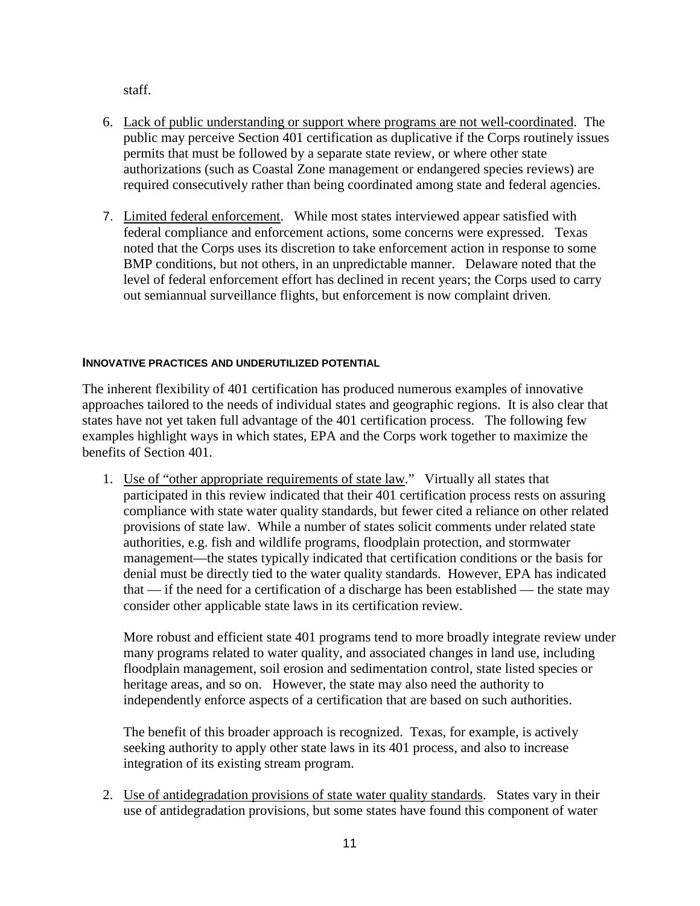staff.

6. Lack of public understanding or support where programs are not well-coordinated. The public may perceive Section 401 certification as duplicative if the Corps routinely issues permits that must be followed by a separate state review, or where other state authorizations (such as Coastal Zone management or endangered species reviews) are required consecutively rather than being coordinated among state and federal agencies.

7. Limited federal enforcement. While most states interviewed appear satisfied with federal compliance and enforcement actions, some concerns were expressed. Texas noted that the Corps uses its discretion to take enforcement action in response to some BMP conditions, but not others, in an unpredictable manner. Delaware noted that the level of federal enforcement effort has declined in recent years; the Corps used to carry out semiannual surveillance flights, but enforcement is now complaint driven.

#### INNOVATIVE PRACTICES AND UNDERUTILIZED POTENTIAL

The inherent flexibility of 401 certification has produced numerous examples of innovative approaches tailored to the needs of individual states and geographic regions. It is also clear that states have not yet taken full advantage of the 401 certification process. The following few examples highlight ways in which states, EPA and the Corps work together to maximize the benefits of Section 401.

1. Use of "other appropriate requirements of state law." Virtually all states that participated in this review indicated that their 401 certification process rests on assuring compliance with state water quality standards, but fewer cited a reliance on other related provisions of state law. While a number of states solicit comments under related state authorities, e.g. fish and wildlife programs, floodplain protection, and stormwater management—the states typically indicated that certification conditions or the basis for denial must be directly tied to the water quality standards. However, EPA has indicated that — if the need for a certification of a discharge has been established — the state may consider other applicable state laws in its certification review.

   More robust and efficient state 401 programs tend to more broadly integrate review under many programs related to water quality, and associated changes in land use, including floodplain management, soil erosion and sedimentation control, state listed species or heritage areas, and so on. However, the state may also need the authority to independently enforce aspects of a certification that are based on such authorities.

   The benefit of this broader approach is recognized. Texas, for example, is actively seeking authority to apply other state laws in its 401 process, and also to increase integration of its existing stream program.

2. Use of antidegradation provisions of state water quality standards. States vary in their use of antidegradation provisions, but some states have found this component of water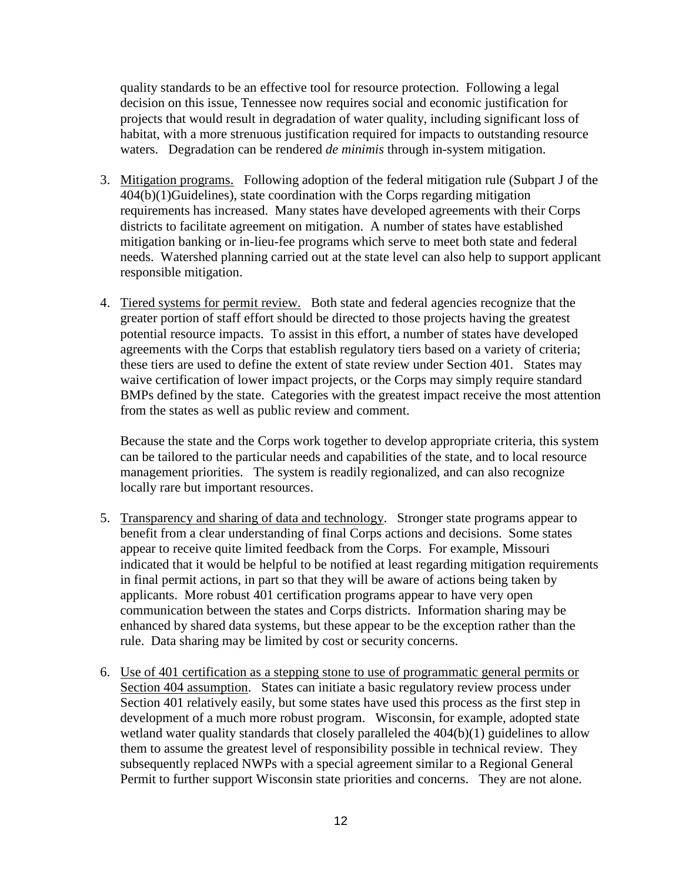quality standards to be an effective tool for resource protection. Following a legal decision on this issue, Tennessee now requires social and economic justification for projects that would result in degradation of water quality, including significant loss of habitat, with a more strenuous justification required for impacts to outstanding resource waters. Degradation can be rendered *de minimis* through in-system mitigation.

3. Mitigation programs. Following adoption of the federal mitigation rule (Subpart J of the 404(b)(1)Guidelines), state coordination with the Corps regarding mitigation requirements has increased. Many states have developed agreements with their Corps districts to facilitate agreement on mitigation. A number of states have established mitigation banking or in-lieu-fee programs which serve to meet both state and federal needs. Watershed planning carried out at the state level can also help to support applicant responsible mitigation.

4. Tiered systems for permit review. Both state and federal agencies recognize that the greater portion of staff effort should be directed to those projects having the greatest potential resource impacts. To assist in this effort, a number of states have developed agreements with the Corps that establish regulatory tiers based on a variety of criteria; these tiers are used to define the extent of state review under Section 401. States may waive certification of lower impact projects, or the Corps may simply require standard BMPs defined by the state. Categories with the greatest impact receive the most attention from the states as well as public review and comment.

   Because the state and the Corps work together to develop appropriate criteria, this system can be tailored to the particular needs and capabilities of the state, and to local resource management priorities. The system is readily regionalized, and can also recognize locally rare but important resources.

5. Transparency and sharing of data and technology. Stronger state programs appear to benefit from a clear understanding of final Corps actions and decisions. Some states appear to receive quite limited feedback from the Corps. For example, Missouri indicated that it would be helpful to be notified at least regarding mitigation requirements in final permit actions, in part so that they will be aware of actions being taken by applicants. More robust 401 certification programs appear to have very open communication between the states and Corps districts. Information sharing may be enhanced by shared data systems, but these appear to be the exception rather than the rule. Data sharing may be limited by cost or security concerns.

6. Use of 401 certification as a stepping stone to use of programmatic general permits or Section 404 assumption. States can initiate a basic regulatory review process under Section 401 relatively easily, but some states have used this process as the first step in development of a much more robust program. Wisconsin, for example, adopted state wetland water quality standards that closely paralleled the 404(b)(1) guidelines to allow them to assume the greatest level of responsibility possible in technical review. They subsequently replaced NWPs with a special agreement similar to a Regional General Permit to further support Wisconsin state priorities and concerns. They are not alone.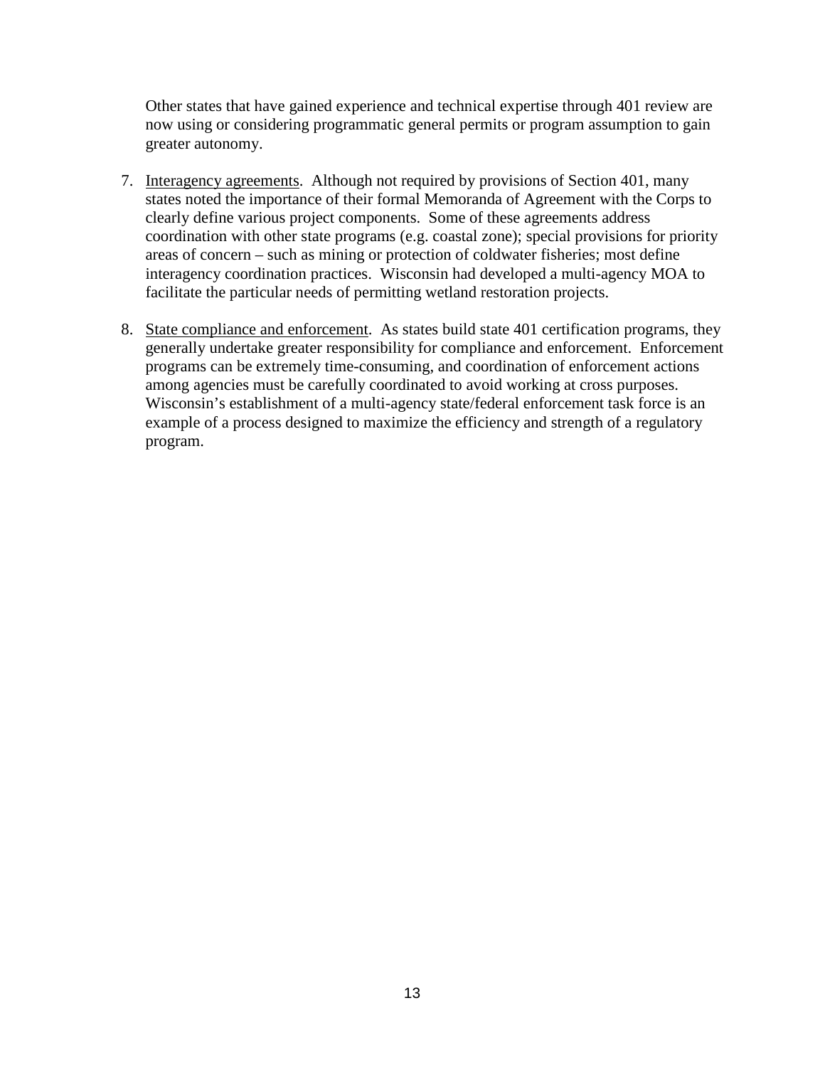Other states that have gained experience and technical expertise through 401 review are now using or considering programmatic general permits or program assumption to gain greater autonomy.

7. <u>Interagency agreements</u>. Although not required by provisions of Section 401, many states noted the importance of their formal Memoranda of Agreement with the Corps to clearly define various project components. Some of these agreements address coordination with other state programs (e.g. coastal zone); special provisions for priority areas of concern – such as mining or protection of coldwater fisheries; most define interagency coordination practices. Wisconsin had developed a multi-agency MOA to facilitate the particular needs of permitting wetland restoration projects.

8. <u>State compliance and enforcement</u>. As states build state 401 certification programs, they generally undertake greater responsibility for compliance and enforcement. Enforcement programs can be extremely time-consuming, and coordination of enforcement actions among agencies must be carefully coordinated to avoid working at cross purposes. Wisconsin's establishment of a multi-agency state/federal enforcement task force is an example of a process designed to maximize the efficiency and strength of a regulatory program.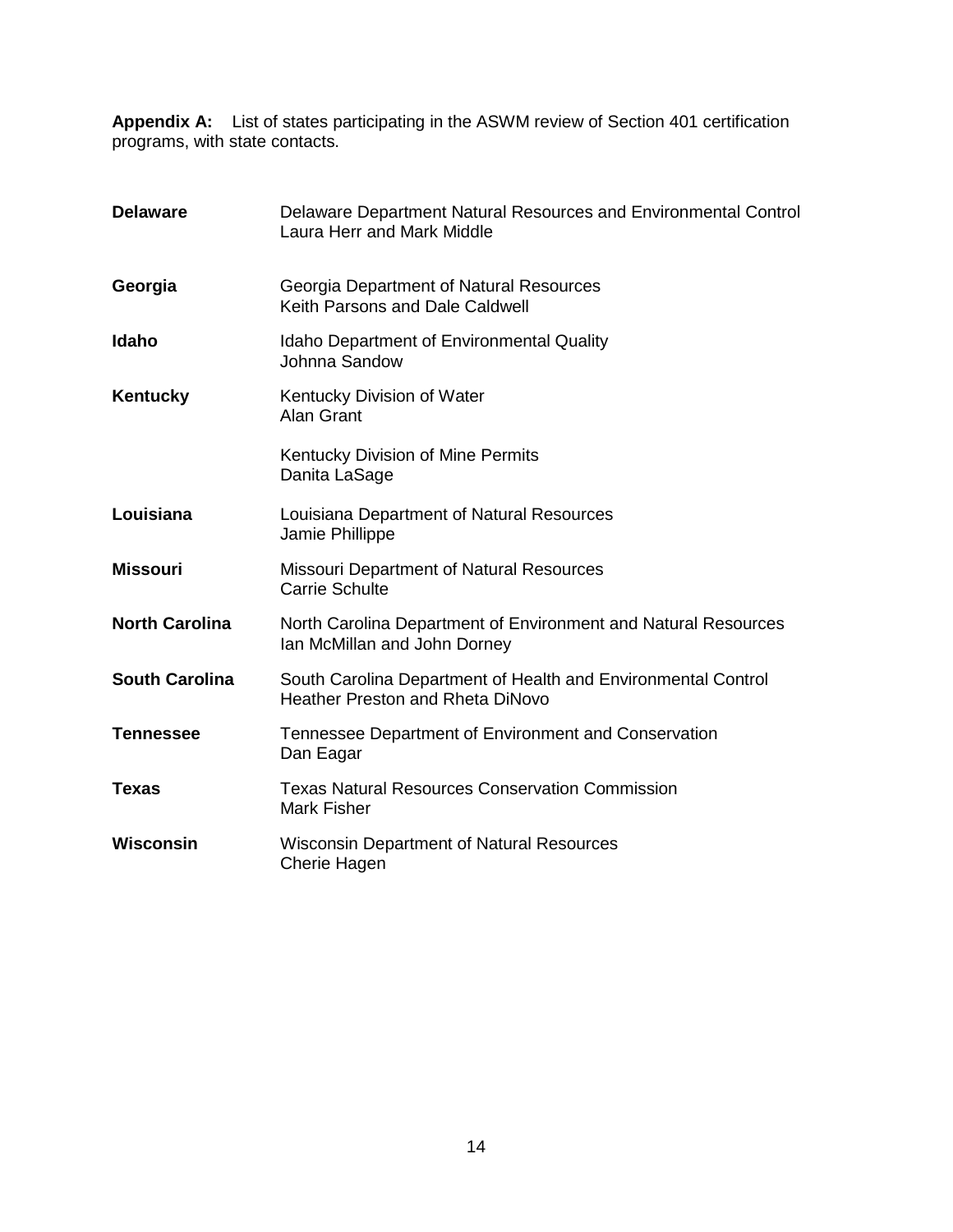**Appendix A:** List of states participating in the ASWM review of Section 401 certification programs, with state contacts.

| | |
|---|---|
| **Delaware** | Delaware Department Natural Resources and Environmental Control<br>Laura Herr and Mark Middle |
| **Georgia** | Georgia Department of Natural Resources<br>Keith Parsons and Dale Caldwell |
| **Idaho** | Idaho Department of Environmental Quality<br>Johnna Sandow |
| **Kentucky** | Kentucky Division of Water<br>Alan Grant |
| | Kentucky Division of Mine Permits<br>Danita LaSage |
| **Louisiana** | Louisiana Department of Natural Resources<br>Jamie Phillippe |
| **Missouri** | Missouri Department of Natural Resources<br>Carrie Schulte |
| **North Carolina** | North Carolina Department of Environment and Natural Resources<br>Ian McMillan and John Dorney |
| **South Carolina** | South Carolina Department of Health and Environmental Control<br>Heather Preston and Rheta DiNovo |
| **Tennessee** | Tennessee Department of Environment and Conservation<br>Dan Eagar |
| **Texas** | Texas Natural Resources Conservation Commission<br>Mark Fisher |
| **Wisconsin** | Wisconsin Department of Natural Resources<br>Cherie Hagen |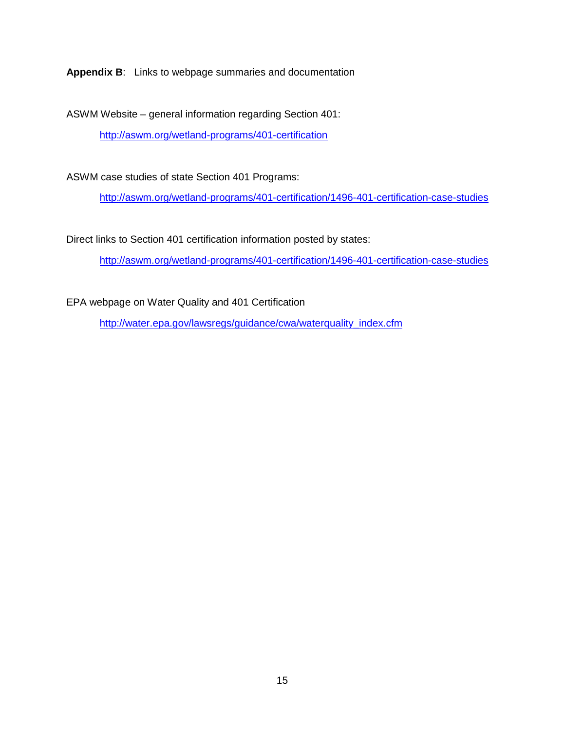**Appendix B**: Links to webpage summaries and documentation

ASWM Website – general information regarding Section 401:

http://aswm.org/wetland-programs/401-certification

ASWM case studies of state Section 401 Programs:

http://aswm.org/wetland-programs/401-certification/1496-401-certification-case-studies

Direct links to Section 401 certification information posted by states:

http://aswm.org/wetland-programs/401-certification/1496-401-certification-case-studies

EPA webpage on Water Quality and 401 Certification

http://water.epa.gov/lawsregs/guidance/cwa/waterquality_index.cfm